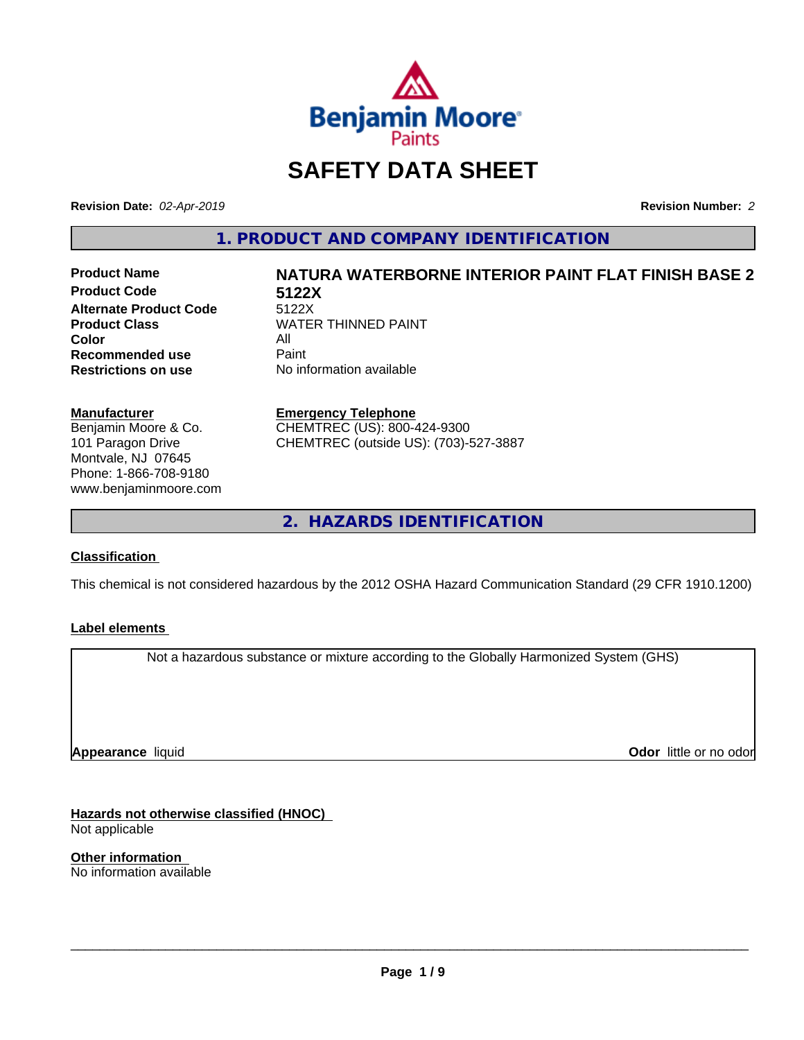# SAFETY DATA SHEET

**Revision Date:** *02-Apr-2019* **Revision Number:** *2*

## 1. PRODUCT AND COMPANY IDENTIFICATION

| | |
|---|---|
| **Product Name** | **NATURA WATERBORNE INTERIOR PAINT FLAT FINISH BASE 2** |
| **Product Code** | **5122X** |
| **Alternate Product Code** | 5122X |
| **Product Class** | WATER THINNED PAINT |
| **Color** | All |
| **Recommended use** | Paint |
| **Restrictions on use** | No information available |

**Manufacturer**
Benjamin Moore & Co.
101 Paragon Drive
Montvale, NJ 07645
Phone: 1-866-708-9180
www.benjaminmoore.com

**Emergency Telephone**
CHEMTREC (US): 800-424-9300
CHEMTREC (outside US): (703)-527-3887

## 2. HAZARDS IDENTIFICATION

**Classification**

This chemical is not considered hazardous by the 2012 OSHA Hazard Communication Standard (29 CFR 1910.1200)

**Label elements**

Not a hazardous substance or mixture according to the Globally Harmonized System (GHS)

**Appearance** liquid **Odor** little or no odor

**Hazards not otherwise classified (HNOC)**
Not applicable

**Other information**
No information available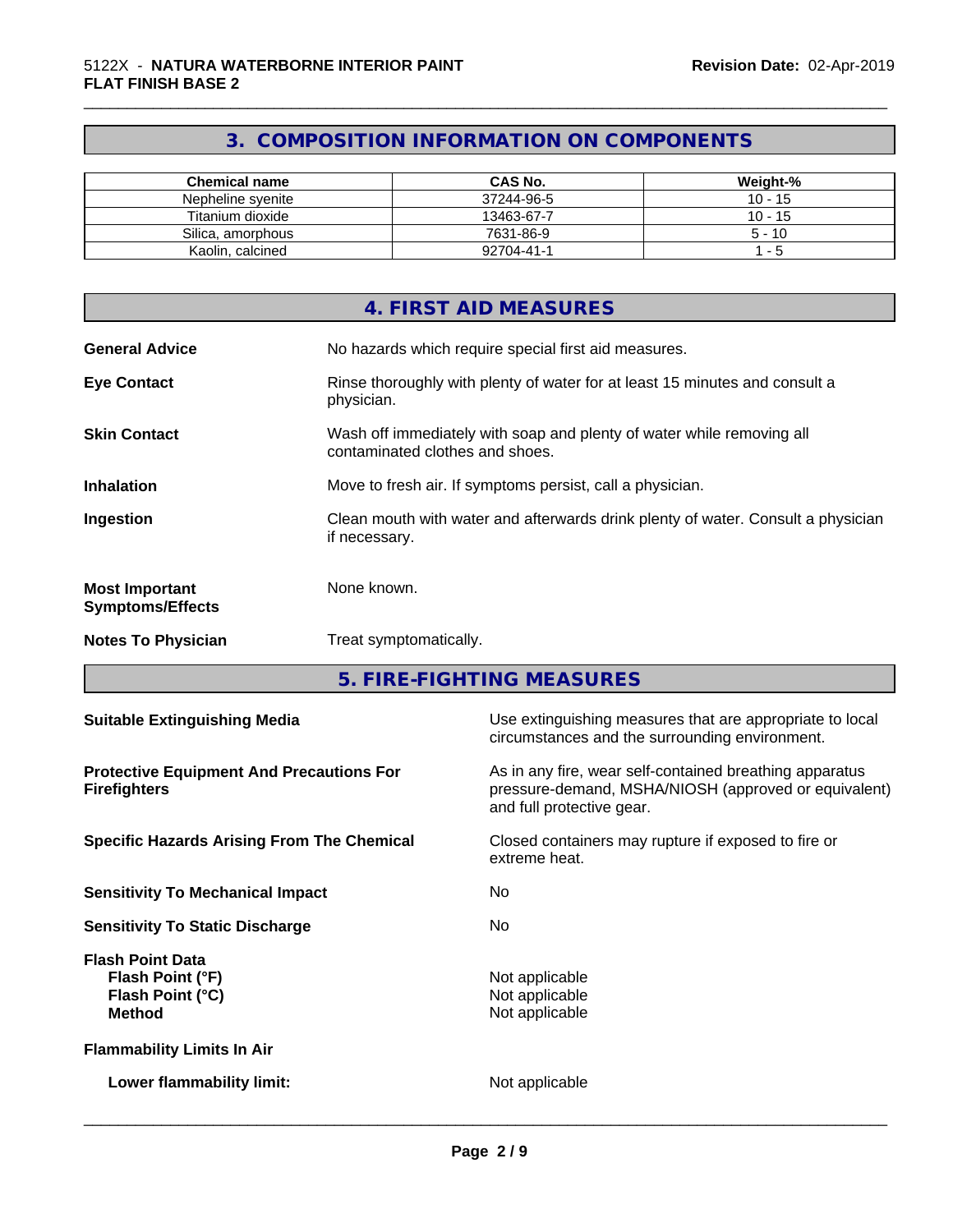## 3. COMPOSITION INFORMATION ON COMPONENTS

| Chemical name | CAS No. | Weight-% |
| --- | --- | --- |
| Nepheline syenite | 37244-96-5 | 10 - 15 |
| Titanium dioxide | 13463-67-7 | 10 - 15 |
| Silica, amorphous | 7631-86-9 | 5 - 10 |
| Kaolin, calcined | 92704-41-1 | 1 - 5 |

## 4. FIRST AID MEASURES

**General Advice** No hazards which require special first aid measures.

**Eye Contact** Rinse thoroughly with plenty of water for at least 15 minutes and consult a physician.

**Skin Contact** Wash off immediately with soap and plenty of water while removing all contaminated clothes and shoes.

**Inhalation** Move to fresh air. If symptoms persist, call a physician.

**Ingestion** Clean mouth with water and afterwards drink plenty of water. Consult a physician if necessary.

**Most Important Symptoms/Effects** None known.

**Notes To Physician** Treat symptomatically.

## 5. FIRE-FIGHTING MEASURES

**Suitable Extinguishing Media** Use extinguishing measures that are appropriate to local circumstances and the surrounding environment.

**Protective Equipment And Precautions For Firefighters** As in any fire, wear self-contained breathing apparatus pressure-demand, MSHA/NIOSH (approved or equivalent) and full protective gear.

**Specific Hazards Arising From The Chemical** Closed containers may rupture if exposed to fire or extreme heat.

**Sensitivity To Mechanical Impact** No

**Sensitivity To Static Discharge** No

**Flash Point Data**
**Flash Point (°F)** Not applicable
**Flash Point (°C)** Not applicable
**Method** Not applicable

**Flammability Limits In Air**

**Lower flammability limit:** Not applicable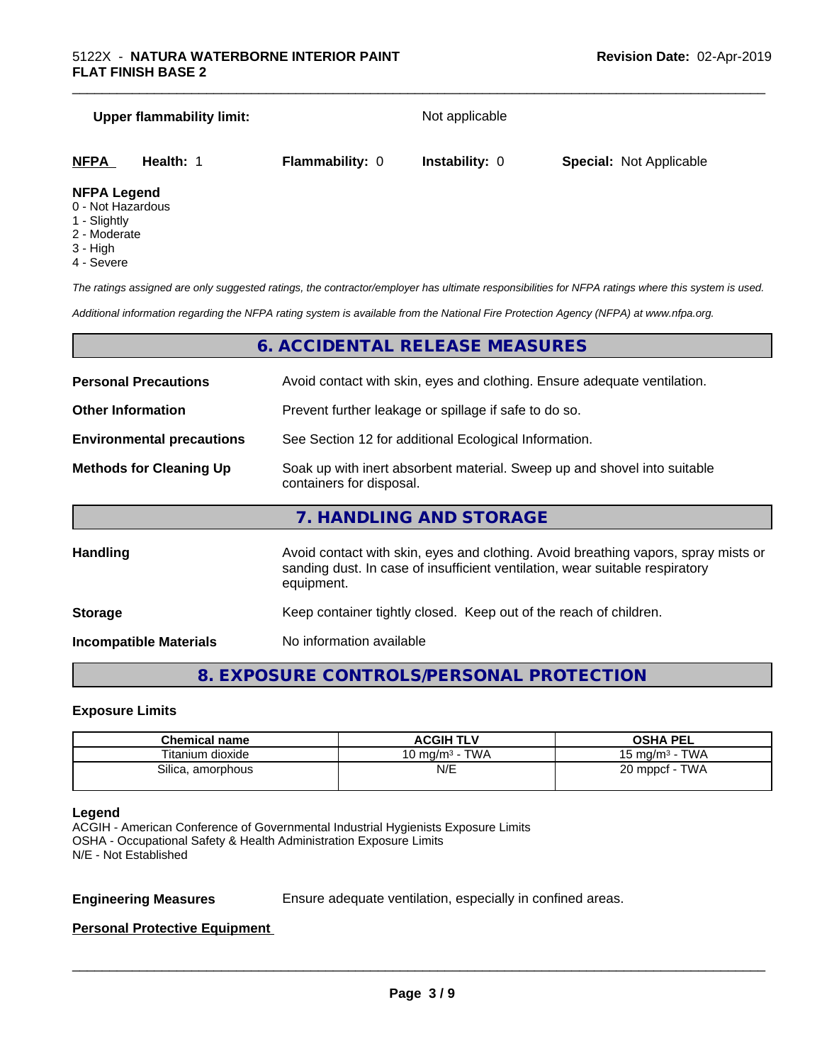**Upper flammability limit:** Not applicable

| **NFPA** | **Health:** 1 | **Flammability:** 0 | **Instability:** 0 | **Special:** Not Applicable |
|---|---|---|---|---|

**NFPA Legend**
0 - Not Hazardous
1 - Slightly
2 - Moderate
3 - High
4 - Severe

*The ratings assigned are only suggested ratings, the contractor/employer has ultimate responsibilities for NFPA ratings where this system is used.*

*Additional information regarding the NFPA rating system is available from the National Fire Protection Agency (NFPA) at www.nfpa.org.*

## 6. ACCIDENTAL RELEASE MEASURES

**Personal Precautions** Avoid contact with skin, eyes and clothing. Ensure adequate ventilation.

**Other Information** Prevent further leakage or spillage if safe to do so.

**Environmental precautions** See Section 12 for additional Ecological Information.

**Methods for Cleaning Up** Soak up with inert absorbent material. Sweep up and shovel into suitable containers for disposal.

## 7. HANDLING AND STORAGE

**Handling** Avoid contact with skin, eyes and clothing. Avoid breathing vapors, spray mists or sanding dust. In case of insufficient ventilation, wear suitable respiratory equipment.

**Storage** Keep container tightly closed. Keep out of the reach of children.

**Incompatible Materials** No information available

## 8. EXPOSURE CONTROLS/PERSONAL PROTECTION

### Exposure Limits

| Chemical name | ACGIH TLV | OSHA PEL |
|---|---|---|
| Titanium dioxide | 10 mg/m³ - TWA | 15 mg/m³ - TWA |
| Silica, amorphous | N/E | 20 mppcf - TWA |

**Legend**
ACGIH - American Conference of Governmental Industrial Hygienists Exposure Limits
OSHA - Occupational Safety & Health Administration Exposure Limits
N/E - Not Established

**Engineering Measures** Ensure adequate ventilation, especially in confined areas.

**Personal Protective Equipment**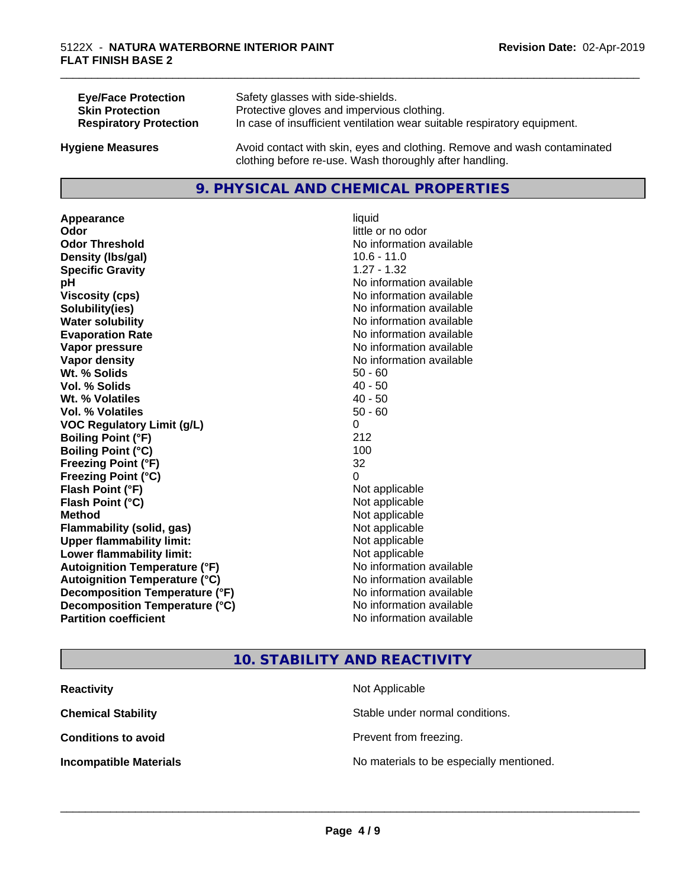| | |
|---|---|
| **Eye/Face Protection** | Safety glasses with side-shields. |
| **Skin Protection** | Protective gloves and impervious clothing. |
| **Respiratory Protection** | In case of insufficient ventilation wear suitable respiratory equipment. |

**Hygiene Measures** Avoid contact with skin, eyes and clothing. Remove and wash contaminated clothing before re-use. Wash thoroughly after handling.

## 9. PHYSICAL AND CHEMICAL PROPERTIES

| | |
|---|---|
| **Appearance** | liquid |
| **Odor** | little or no odor |
| **Odor Threshold** | No information available |
| **Density (lbs/gal)** | 10.6 - 11.0 |
| **Specific Gravity** | 1.27 - 1.32 |
| **pH** | No information available |
| **Viscosity (cps)** | No information available |
| **Solubility(ies)** | No information available |
| **Water solubility** | No information available |
| **Evaporation Rate** | No information available |
| **Vapor pressure** | No information available |
| **Vapor density** | No information available |
| **Wt. % Solids** | 50 - 60 |
| **Vol. % Solids** | 40 - 50 |
| **Wt. % Volatiles** | 40 - 50 |
| **Vol. % Volatiles** | 50 - 60 |
| **VOC Regulatory Limit (g/L)** | 0 |
| **Boiling Point (°F)** | 212 |
| **Boiling Point (°C)** | 100 |
| **Freezing Point (°F)** | 32 |
| **Freezing Point (°C)** | 0 |
| **Flash Point (°F)** | Not applicable |
| **Flash Point (°C)** | Not applicable |
| **Method** | Not applicable |
| **Flammability (solid, gas)** | Not applicable |
| **Upper flammability limit:** | Not applicable |
| **Lower flammability limit:** | Not applicable |
| **Autoignition Temperature (°F)** | No information available |
| **Autoignition Temperature (°C)** | No information available |
| **Decomposition Temperature (°F)** | No information available |
| **Decomposition Temperature (°C)** | No information available |
| **Partition coefficient** | No information available |

## 10. STABILITY AND REACTIVITY

| | |
|---|---|
| **Reactivity** | Not Applicable |
| **Chemical Stability** | Stable under normal conditions. |
| **Conditions to avoid** | Prevent from freezing. |
| **Incompatible Materials** | No materials to be especially mentioned. |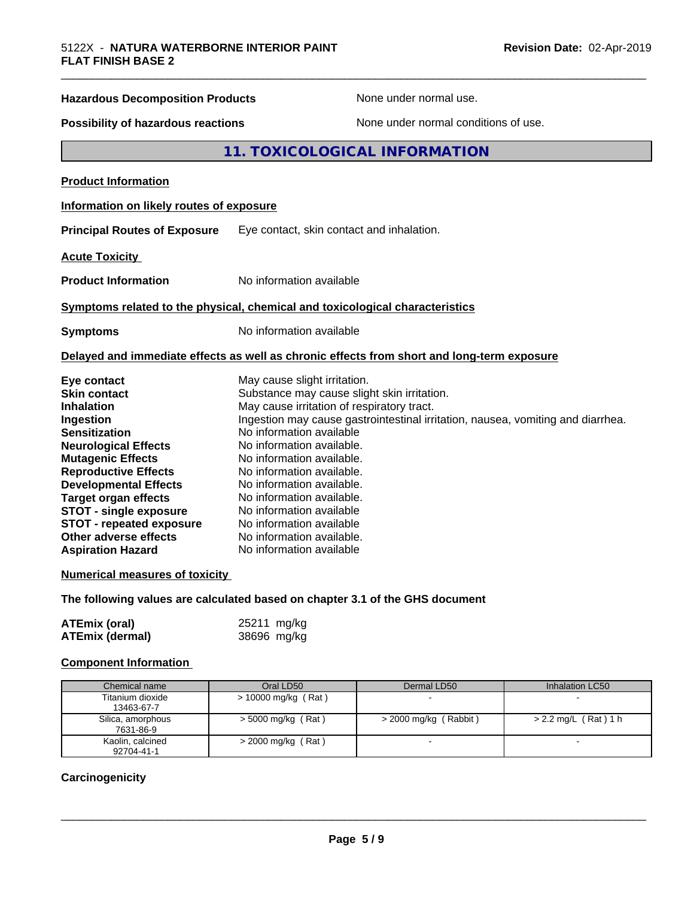**Hazardous Decomposition Products** None under normal use.

**Possibility of hazardous reactions** None under normal conditions of use.

## 11. TOXICOLOGICAL INFORMATION

**Product Information**

**Information on likely routes of exposure**

**Principal Routes of Exposure** Eye contact, skin contact and inhalation.

**Acute Toxicity**

**Product Information** No information available

**Symptoms related to the physical, chemical and toxicological characteristics**

**Symptoms** No information available

**Delayed and immediate effects as well as chronic effects from short and long-term exposure**

| | |
|---|---|
| **Eye contact** | May cause slight irritation. |
| **Skin contact** | Substance may cause slight skin irritation. |
| **Inhalation** | May cause irritation of respiratory tract. |
| **Ingestion** | Ingestion may cause gastrointestinal irritation, nausea, vomiting and diarrhea. |
| **Sensitization** | No information available |
| **Neurological Effects** | No information available. |
| **Mutagenic Effects** | No information available. |
| **Reproductive Effects** | No information available. |
| **Developmental Effects** | No information available. |
| **Target organ effects** | No information available. |
| **STOT - single exposure** | No information available |
| **STOT - repeated exposure** | No information available |
| **Other adverse effects** | No information available. |
| **Aspiration Hazard** | No information available |

**Numerical measures of toxicity**

**The following values are calculated based on chapter 3.1 of the GHS document**

| | |
|---|---|
| **ATEmix (oral)** | 25211 mg/kg |
| **ATEmix (dermal)** | 38696 mg/kg |

**Component Information**

| Chemical name | Oral LD50 | Dermal LD50 | Inhalation LC50 |
|---|---|---|---|
| Titanium dioxide 13463-67-7 | > 10000 mg/kg ( Rat ) | - | - |
| Silica, amorphous 7631-86-9 | > 5000 mg/kg ( Rat ) | > 2000 mg/kg ( Rabbit ) | > 2.2 mg/L ( Rat ) 1 h |
| Kaolin, calcined 92704-41-1 | > 2000 mg/kg ( Rat ) | - | - |

**Carcinogenicity**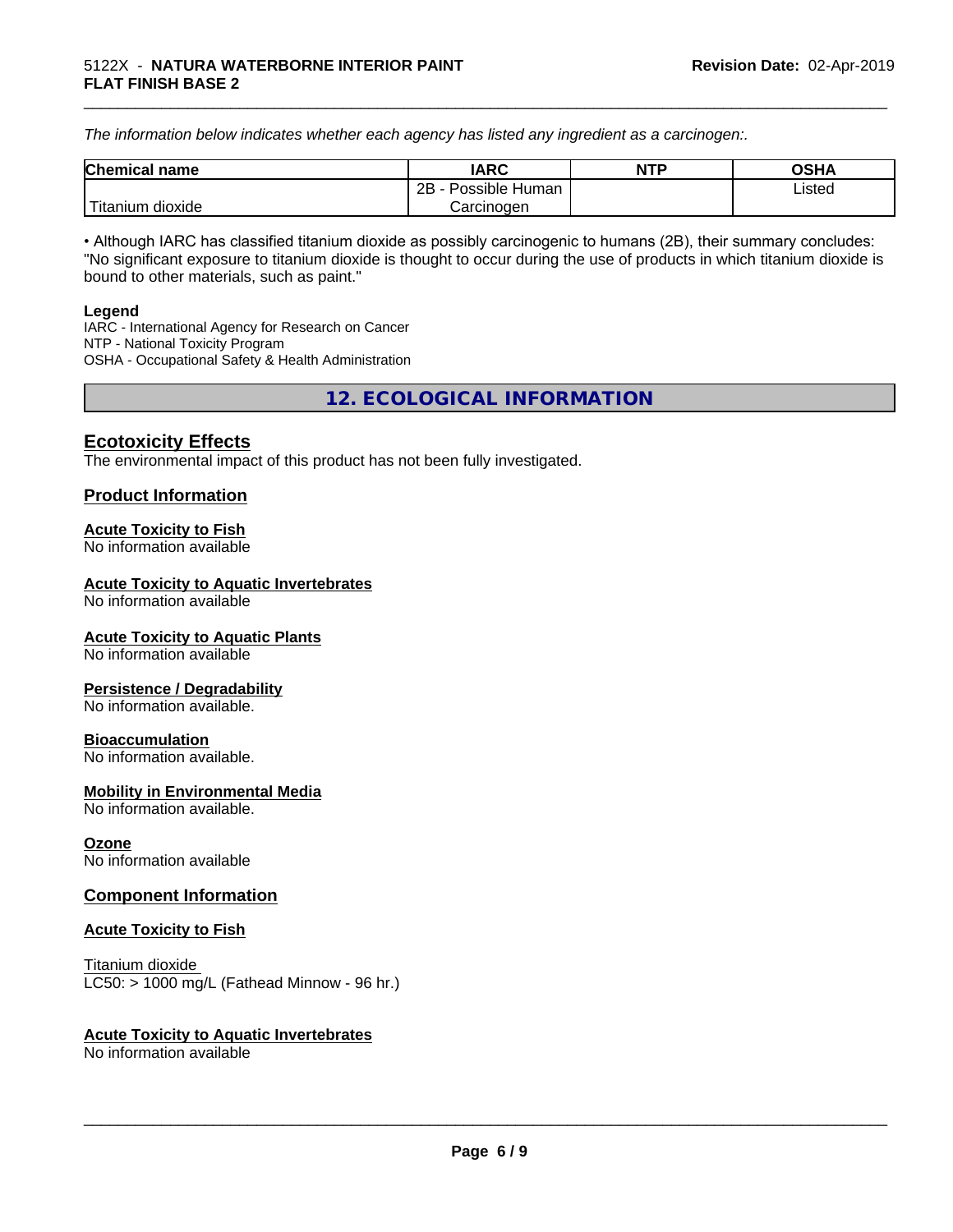*The information below indicates whether each agency has listed any ingredient as a carcinogen:.*

| Chemical name | IARC | NTP | OSHA |
|---|---|---|---|
| Titanium dioxide | 2B - Possible Human Carcinogen | | Listed |

• Although IARC has classified titanium dioxide as possibly carcinogenic to humans (2B), their summary concludes: "No significant exposure to titanium dioxide is thought to occur during the use of products in which titanium dioxide is bound to other materials, such as paint."

**Legend**
IARC - International Agency for Research on Cancer
NTP - National Toxicity Program
OSHA - Occupational Safety & Health Administration

## 12. ECOLOGICAL INFORMATION

### Ecotoxicity Effects

The environmental impact of this product has not been fully investigated.

### Product Information

#### Acute Toxicity to Fish

No information available

#### Acute Toxicity to Aquatic Invertebrates

No information available

#### Acute Toxicity to Aquatic Plants

No information available

#### Persistence / Degradability

No information available.

#### Bioaccumulation

No information available.

#### Mobility in Environmental Media

No information available.

#### Ozone

No information available

### Component Information

#### Acute Toxicity to Fish

Titanium dioxide
LC50: > 1000 mg/L (Fathead Minnow - 96 hr.)

#### Acute Toxicity to Aquatic Invertebrates

No information available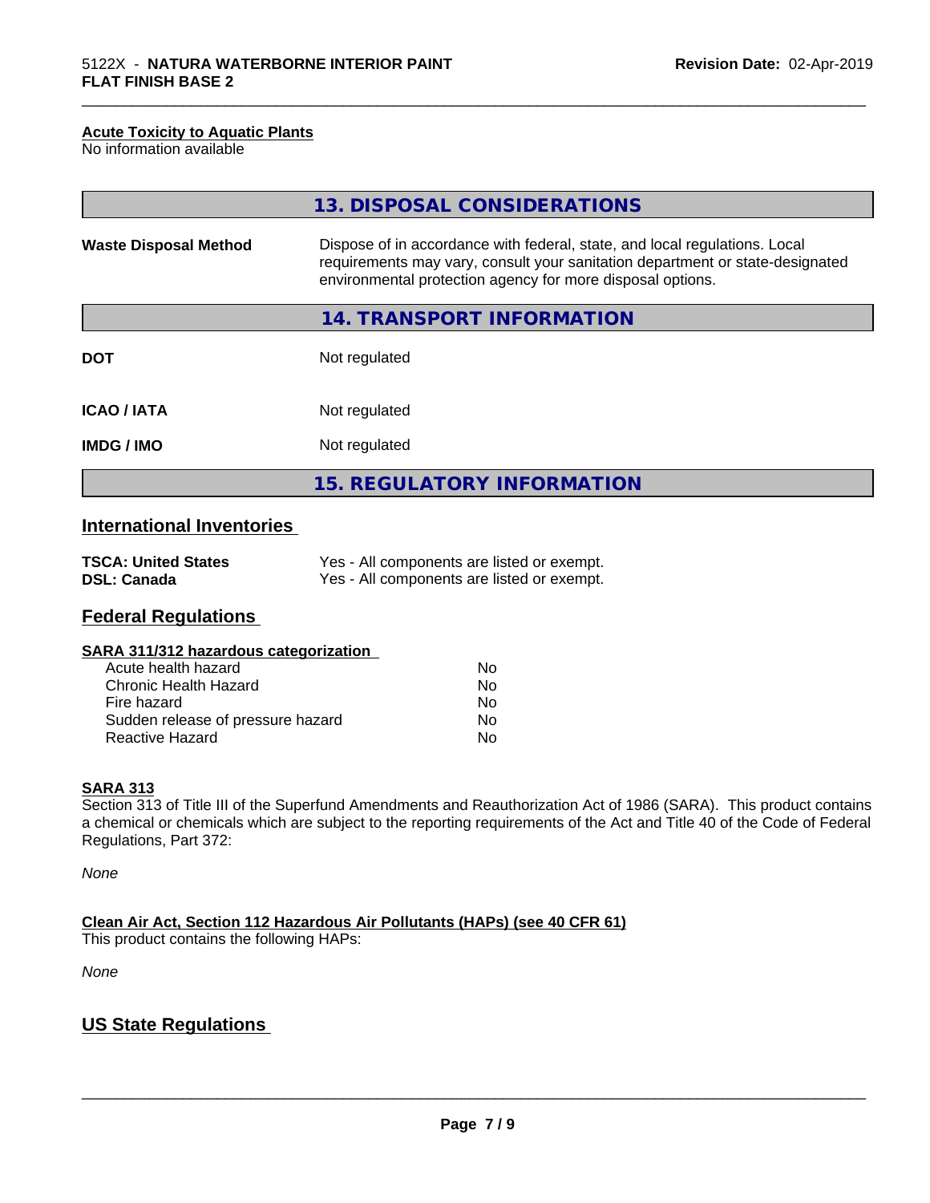#### Acute Toxicity to Aquatic Plants
No information available

## 13. DISPOSAL CONSIDERATIONS

| | |
|---|---|
| **Waste Disposal Method** | Dispose of in accordance with federal, state, and local regulations. Local requirements may vary, consult your sanitation department or state-designated environmental protection agency for more disposal options. |

## 14. TRANSPORT INFORMATION

| | |
|---|---|
| **DOT** | Not regulated |
| **ICAO / IATA** | Not regulated |
| **IMDG / IMO** | Not regulated |

## 15. REGULATORY INFORMATION

### International Inventories

| | |
|---|---|
| **TSCA: United States** | Yes - All components are listed or exempt. |
| **DSL: Canada** | Yes - All components are listed or exempt. |

### Federal Regulations

#### SARA 311/312 hazardous categorization

| | |
|---|---|
| Acute health hazard | No |
| Chronic Health Hazard | No |
| Fire hazard | No |
| Sudden release of pressure hazard | No |
| Reactive Hazard | No |

#### SARA 313
Section 313 of Title III of the Superfund Amendments and Reauthorization Act of 1986 (SARA). This product contains a chemical or chemicals which are subject to the reporting requirements of the Act and Title 40 of the Code of Federal Regulations, Part 372:

*None*

#### Clean Air Act, Section 112 Hazardous Air Pollutants (HAPs) (see 40 CFR 61)
This product contains the following HAPs:

*None*

### US State Regulations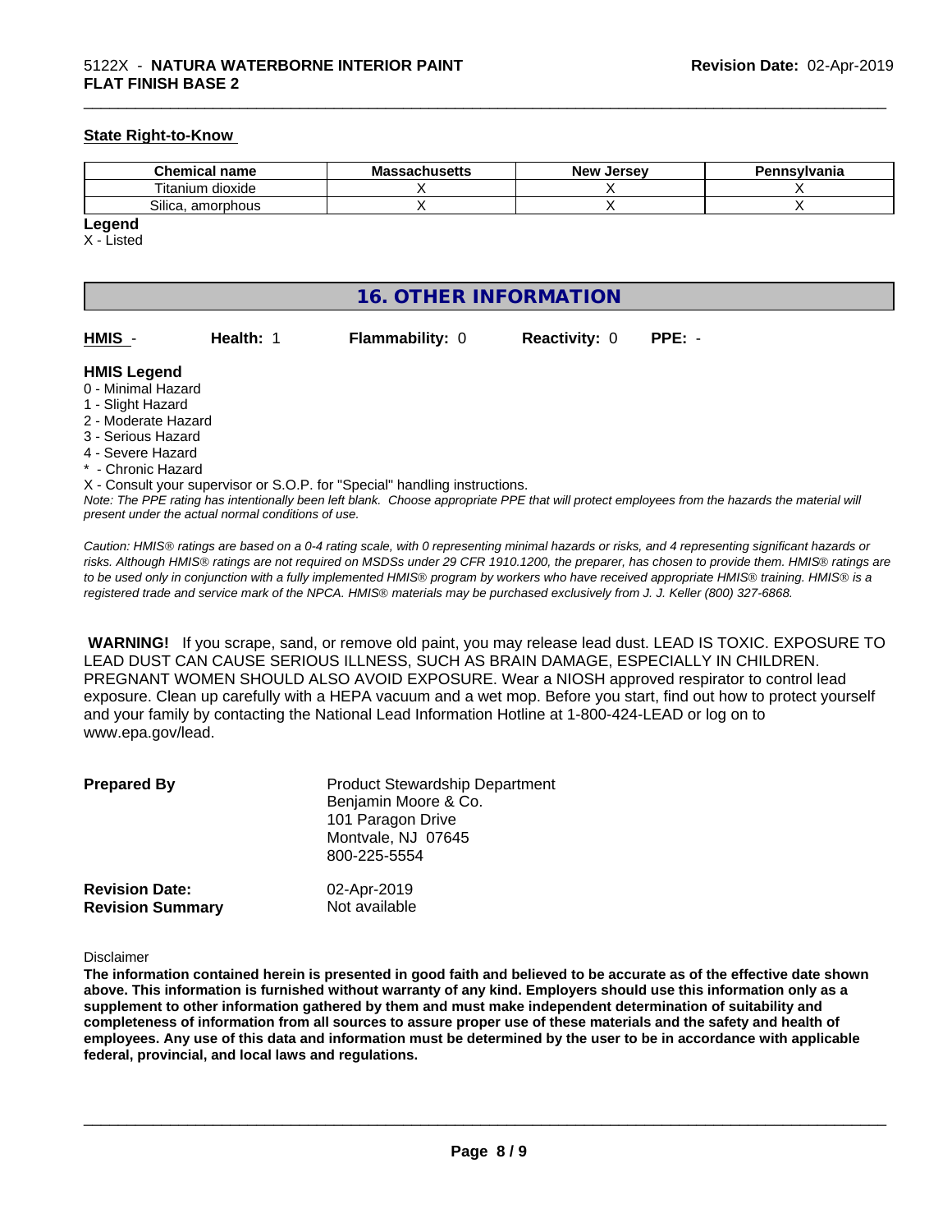### State Right-to-Know

| Chemical name | Massachusetts | New Jersey | Pennsylvania |
|---|---|---|---|
| Titanium dioxide | X | X | X |
| Silica, amorphous | X | X | X |

**Legend**

X - Listed

## 16. OTHER INFORMATION

| **HMIS** - | **Health:** 1 | **Flammability:** 0 | **Reactivity:** 0 | **PPE:** - |
|---|---|---|---|---|

**HMIS Legend**

0 - Minimal Hazard
1 - Slight Hazard
2 - Moderate Hazard
3 - Serious Hazard
4 - Severe Hazard
* - Chronic Hazard
X - Consult your supervisor or S.O.P. for "Special" handling instructions.

*Note: The PPE rating has intentionally been left blank. Choose appropriate PPE that will protect employees from the hazards the material will present under the actual normal conditions of use.*

*Caution: HMIS® ratings are based on a 0-4 rating scale, with 0 representing minimal hazards or risks, and 4 representing significant hazards or risks. Although HMIS® ratings are not required on MSDSs under 29 CFR 1910.1200, the preparer, has chosen to provide them. HMIS® ratings are to be used only in conjunction with a fully implemented HMIS® program by workers who have received appropriate HMIS® training. HMIS® is a registered trade and service mark of the NPCA. HMIS® materials may be purchased exclusively from J. J. Keller (800) 327-6868.*

**WARNING!** If you scrape, sand, or remove old paint, you may release lead dust. LEAD IS TOXIC. EXPOSURE TO LEAD DUST CAN CAUSE SERIOUS ILLNESS, SUCH AS BRAIN DAMAGE, ESPECIALLY IN CHILDREN. PREGNANT WOMEN SHOULD ALSO AVOID EXPOSURE. Wear a NIOSH approved respirator to control lead exposure. Clean up carefully with a HEPA vacuum and a wet mop. Before you start, find out how to protect yourself and your family by contacting the National Lead Information Hotline at 1-800-424-LEAD or log on to www.epa.gov/lead.

**Prepared By**

Product Stewardship Department
Benjamin Moore & Co.
101 Paragon Drive
Montvale, NJ 07645
800-225-5554

**Revision Date:** 02-Apr-2019
**Revision Summary** Not available

Disclaimer

**The information contained herein is presented in good faith and believed to be accurate as of the effective date shown above. This information is furnished without warranty of any kind. Employers should use this information only as a supplement to other information gathered by them and must make independent determination of suitability and completeness of information from all sources to assure proper use of these materials and the safety and health of employees. Any use of this data and information must be determined by the user to be in accordance with applicable federal, provincial, and local laws and regulations.**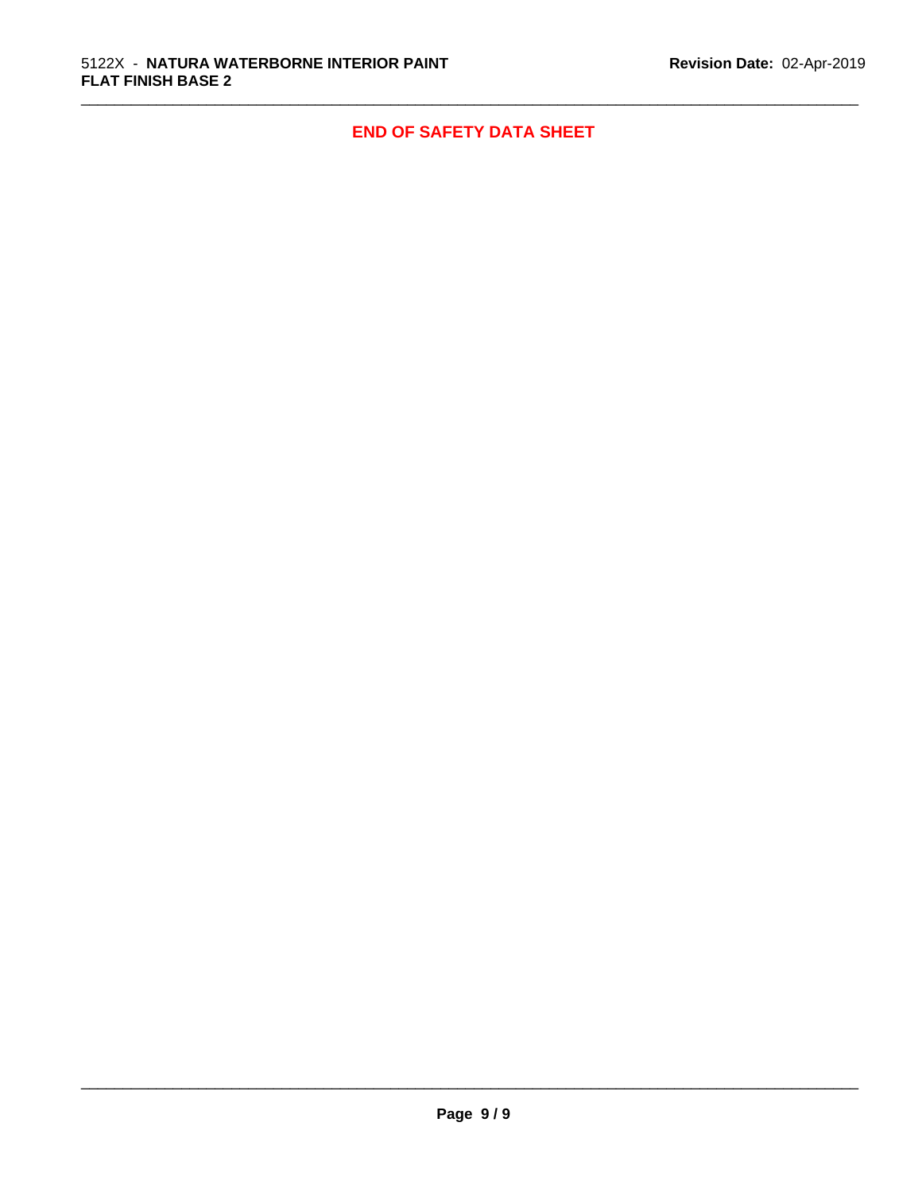**END OF SAFETY DATA SHEET**